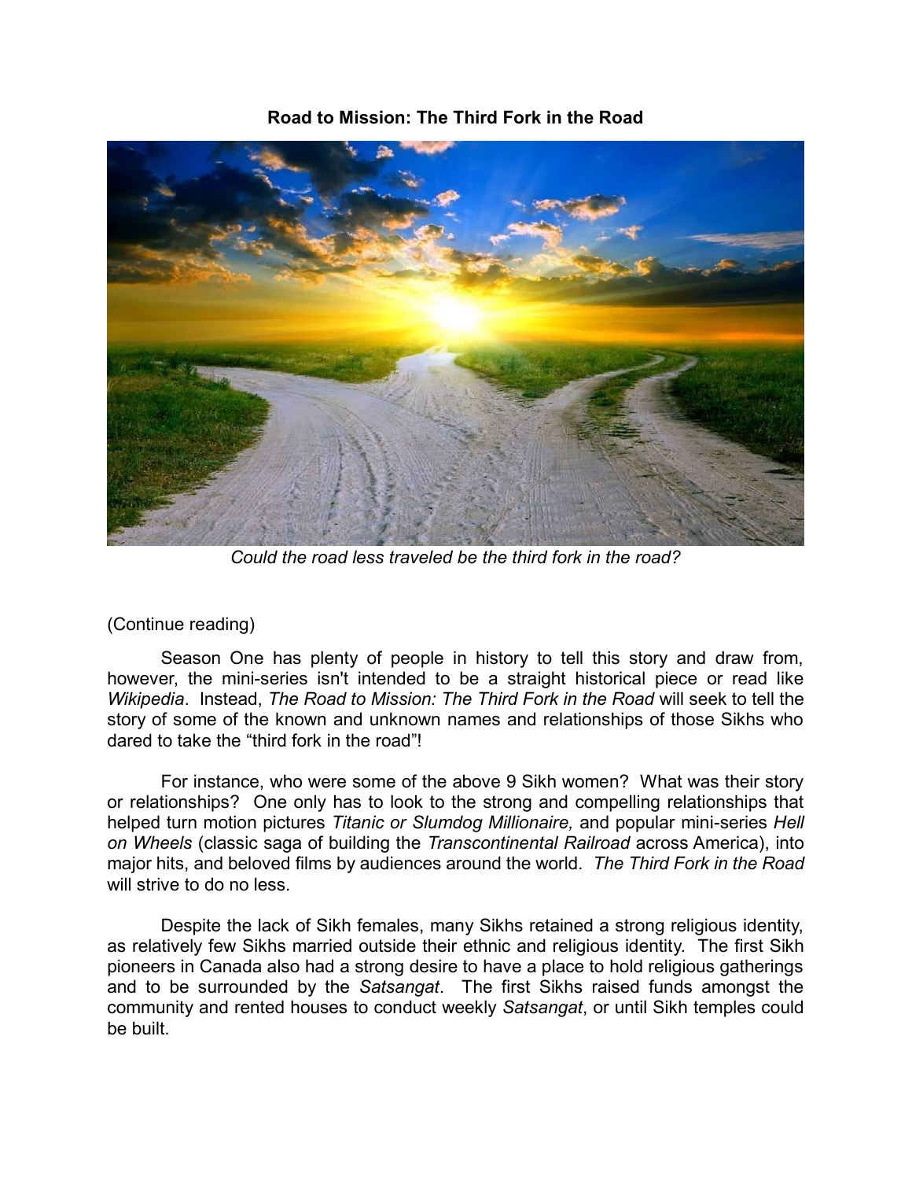**Road to Mission: The Third Fork in the Road**

*Could the road less traveled be the third fork in the road?*

(Continue reading)

Season One has plenty of people in history to tell this story and draw from, however, the mini-series isn't intended to be a straight historical piece or read like *Wikipedia*. Instead, *The Road to Mission: The Third Fork in the Road* will seek to tell the story of some of the known and unknown names and relationships of those Sikhs who dared to take the "third fork in the road"!

For instance, who were some of the above 9 Sikh women? What was their story or relationships? One only has to look to the strong and compelling relationships that helped turn motion pictures *Titanic or Slumdog Millionaire,* and popular mini-series *Hell on Wheels* (classic saga of building the *Transcontinental Railroad* across America), into major hits, and beloved films by audiences around the world. *The Third Fork in the Road* will strive to do no less.

Despite the lack of Sikh females, many Sikhs retained a strong religious identity, as relatively few Sikhs married outside their ethnic and religious identity. The first Sikh pioneers in Canada also had a strong desire to have a place to hold religious gatherings and to be surrounded by the *Satsangat*. The first Sikhs raised funds amongst the community and rented houses to conduct weekly *Satsangat*, or until Sikh temples could be built.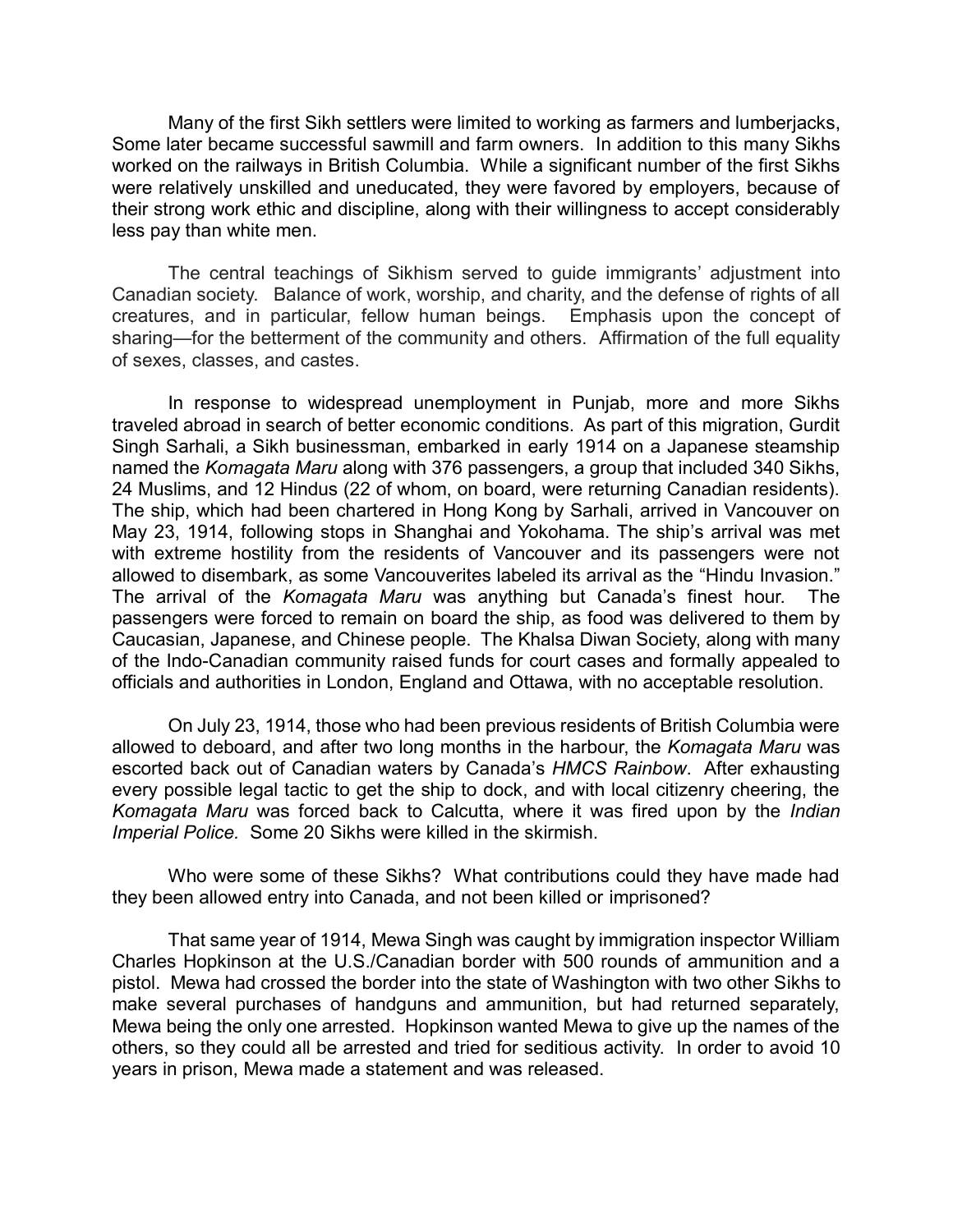Many of the first Sikh settlers were limited to working as farmers and lumberjacks, Some later became successful sawmill and farm owners. In addition to this many Sikhs worked on the railways in British Columbia. While a significant number of the first Sikhs were relatively unskilled and uneducated, they were favored by employers, because of their strong work ethic and discipline, along with their willingness to accept considerably less pay than white men.

The central teachings of Sikhism served to guide immigrants' adjustment into Canadian society. Balance of work, worship, and charity, and the defense of rights of all creatures, and in particular, fellow human beings. Emphasis upon the concept of sharing—for the betterment of the community and others. Affirmation of the full equality of sexes, classes, and castes.

In response to widespread unemployment in Punjab, more and more Sikhs traveled abroad in search of better economic conditions. As part of this migration, Gurdit Singh Sarhali, a Sikh businessman, embarked in early 1914 on a Japanese steamship named the *Komagata Maru* along with 376 passengers, a group that included 340 Sikhs, 24 Muslims, and 12 Hindus (22 of whom, on board, were returning Canadian residents). The ship, which had been chartered in Hong Kong by Sarhali, arrived in Vancouver on May 23, 1914, following stops in Shanghai and Yokohama. The ship's arrival was met with extreme hostility from the residents of Vancouver and its passengers were not allowed to disembark, as some Vancouverites labeled its arrival as the "Hindu Invasion." The arrival of the *Komagata Maru* was anything but Canada's finest hour. The passengers were forced to remain on board the ship, as food was delivered to them by Caucasian, Japanese, and Chinese people. The Khalsa Diwan Society, along with many of the Indo-Canadian community raised funds for court cases and formally appealed to officials and authorities in London, England and Ottawa, with no acceptable resolution.

On July 23, 1914, those who had been previous residents of British Columbia were allowed to deboard, and after two long months in the harbour, the *Komagata Maru* was escorted back out of Canadian waters by Canada's *HMCS Rainbow*. After exhausting every possible legal tactic to get the ship to dock, and with local citizenry cheering, the *Komagata Maru* was forced back to Calcutta, where it was fired upon by the *Indian Imperial Police.* Some 20 Sikhs were killed in the skirmish.

Who were some of these Sikhs? What contributions could they have made had they been allowed entry into Canada, and not been killed or imprisoned?

That same year of 1914, Mewa Singh was caught by immigration inspector William Charles Hopkinson at the U.S./Canadian border with 500 rounds of ammunition and a pistol. Mewa had crossed the border into the state of Washington with two other Sikhs to make several purchases of handguns and ammunition, but had returned separately, Mewa being the only one arrested. Hopkinson wanted Mewa to give up the names of the others, so they could all be arrested and tried for seditious activity. In order to avoid 10 years in prison, Mewa made a statement and was released.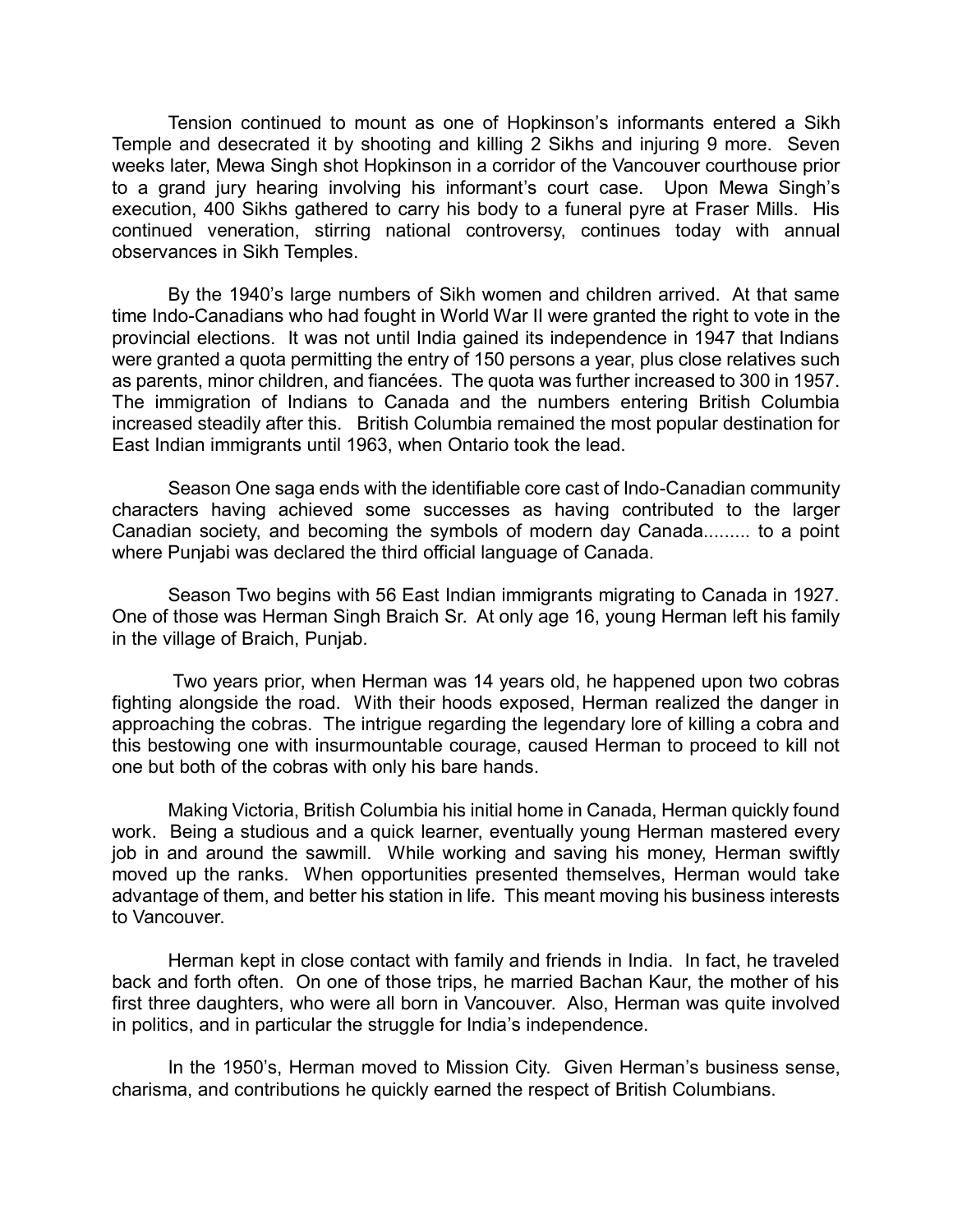Tension continued to mount as one of Hopkinson's informants entered a Sikh Temple and desecrated it by shooting and killing 2 Sikhs and injuring 9 more. Seven weeks later, Mewa Singh shot Hopkinson in a corridor of the Vancouver courthouse prior to a grand jury hearing involving his informant's court case. Upon Mewa Singh's execution, 400 Sikhs gathered to carry his body to a funeral pyre at Fraser Mills. His continued veneration, stirring national controversy, continues today with annual observances in Sikh Temples.

By the 1940's large numbers of Sikh women and children arrived. At that same time Indo-Canadians who had fought in World War II were granted the right to vote in the provincial elections. It was not until India gained its independence in 1947 that Indians were granted a quota permitting the entry of 150 persons a year, plus close relatives such as parents, minor children, and fiancées. The quota was further increased to 300 in 1957. The immigration of Indians to Canada and the numbers entering British Columbia increased steadily after this. British Columbia remained the most popular destination for East Indian immigrants until 1963, when Ontario took the lead.

Season One saga ends with the identifiable core cast of Indo-Canadian community characters having achieved some successes as having contributed to the larger Canadian society, and becoming the symbols of modern day Canada......... to a point where Punjabi was declared the third official language of Canada.

Season Two begins with 56 East Indian immigrants migrating to Canada in 1927. One of those was Herman Singh Braich Sr. At only age 16, young Herman left his family in the village of Braich, Punjab.

Two years prior, when Herman was 14 years old, he happened upon two cobras fighting alongside the road. With their hoods exposed, Herman realized the danger in approaching the cobras. The intrigue regarding the legendary lore of killing a cobra and this bestowing one with insurmountable courage, caused Herman to proceed to kill not one but both of the cobras with only his bare hands.

Making Victoria, British Columbia his initial home in Canada, Herman quickly found work. Being a studious and a quick learner, eventually young Herman mastered every job in and around the sawmill. While working and saving his money, Herman swiftly moved up the ranks. When opportunities presented themselves, Herman would take advantage of them, and better his station in life. This meant moving his business interests to Vancouver.

Herman kept in close contact with family and friends in India. In fact, he traveled back and forth often. On one of those trips, he married Bachan Kaur, the mother of his first three daughters, who were all born in Vancouver. Also, Herman was quite involved in politics, and in particular the struggle for India's independence.

In the 1950's, Herman moved to Mission City. Given Herman's business sense, charisma, and contributions he quickly earned the respect of British Columbians.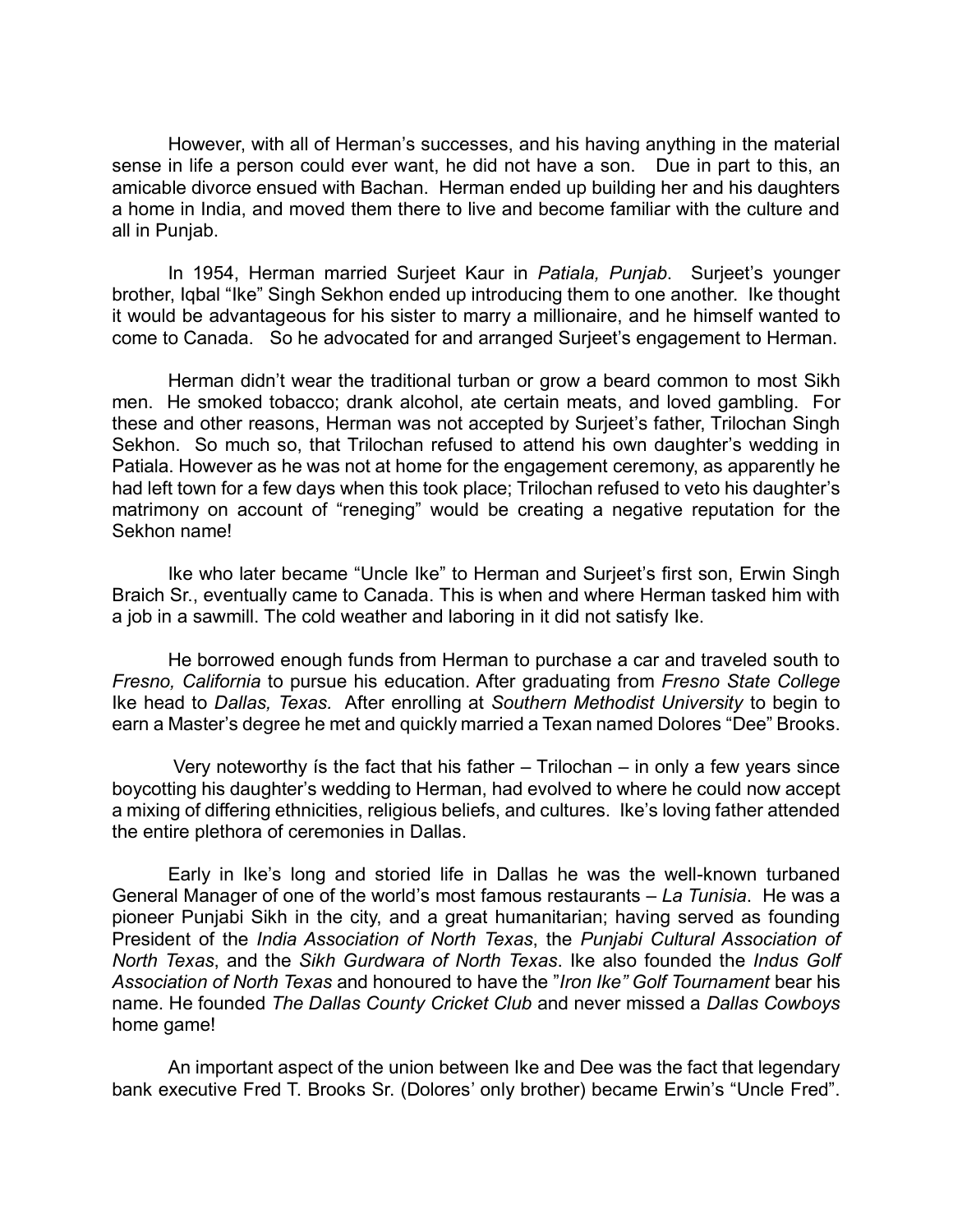However, with all of Herman's successes, and his having anything in the material sense in life a person could ever want, he did not have a son. Due in part to this, an amicable divorce ensued with Bachan. Herman ended up building her and his daughters a home in India, and moved them there to live and become familiar with the culture and all in Punjab.

In 1954, Herman married Surjeet Kaur in *Patiala, Punjab*. Surjeet's younger brother, Iqbal "Ike" Singh Sekhon ended up introducing them to one another. Ike thought it would be advantageous for his sister to marry a millionaire, and he himself wanted to come to Canada. So he advocated for and arranged Surjeet's engagement to Herman.

Herman didn't wear the traditional turban or grow a beard common to most Sikh men. He smoked tobacco; drank alcohol, ate certain meats, and loved gambling. For these and other reasons, Herman was not accepted by Surjeet's father, Trilochan Singh Sekhon. So much so, that Trilochan refused to attend his own daughter's wedding in Patiala. However as he was not at home for the engagement ceremony, as apparently he had left town for a few days when this took place; Trilochan refused to veto his daughter's matrimony on account of "reneging" would be creating a negative reputation for the Sekhon name!

Ike who later became "Uncle Ike" to Herman and Surjeet's first son, Erwin Singh Braich Sr., eventually came to Canada. This is when and where Herman tasked him with a job in a sawmill. The cold weather and laboring in it did not satisfy Ike.

He borrowed enough funds from Herman to purchase a car and traveled south to *Fresno, California* to pursue his education. After graduating from *Fresno State College* Ike head to *Dallas, Texas.* After enrolling at *Southern Methodist University* to begin to earn a Master's degree he met and quickly married a Texan named Dolores "Dee" Brooks.

Very noteworthy ís the fact that his father – Trilochan – in only a few years since boycotting his daughter's wedding to Herman, had evolved to where he could now accept a mixing of differing ethnicities, religious beliefs, and cultures. Ike's loving father attended the entire plethora of ceremonies in Dallas.

Early in Ike's long and storied life in Dallas he was the well-known turbaned General Manager of one of the world's most famous restaurants – *La Tunisia*. He was a pioneer Punjabi Sikh in the city, and a great humanitarian; having served as founding President of the *India Association of North Texas*, the *Punjabi Cultural Association of North Texas*, and the *Sikh Gurdwara of North Texas*. Ike also founded the *Indus Golf Association of North Texas* and honoured to have the "*Iron Ike" Golf Tournament* bear his name. He founded *The Dallas County Cricket Club* and never missed a *Dallas Cowboys* home game!

An important aspect of the union between Ike and Dee was the fact that legendary bank executive Fred T. Brooks Sr. (Dolores' only brother) became Erwin's "Uncle Fred".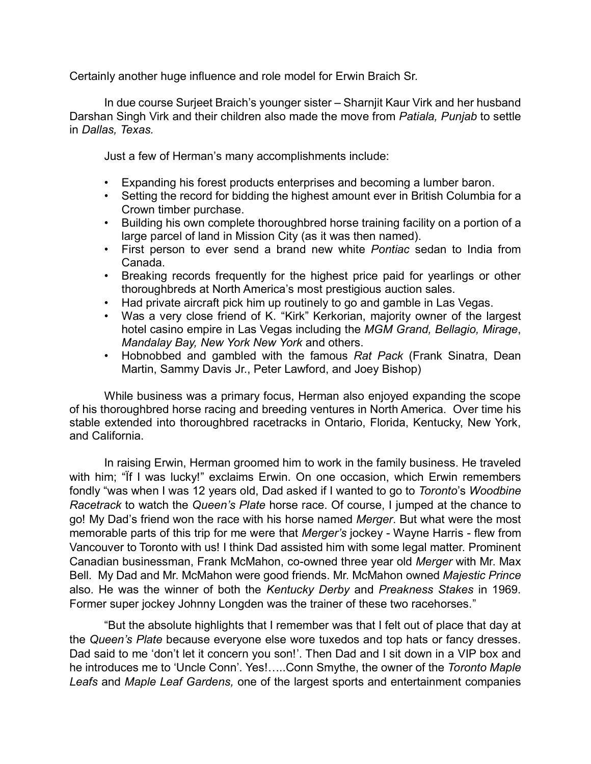Certainly another huge influence and role model for Erwin Braich Sr.

In due course Surjeet Braich's younger sister – Sharnjit Kaur Virk and her husband Darshan Singh Virk and their children also made the move from *Patiala, Punjab* to settle in *Dallas, Texas.*

Just a few of Herman's many accomplishments include:

- Expanding his forest products enterprises and becoming a lumber baron.
- Setting the record for bidding the highest amount ever in British Columbia for a Crown timber purchase.
- Building his own complete thoroughbred horse training facility on a portion of a large parcel of land in Mission City (as it was then named).
- First person to ever send a brand new white *Pontiac* sedan to India from Canada.
- Breaking records frequently for the highest price paid for yearlings or other thoroughbreds at North America's most prestigious auction sales.
- Had private aircraft pick him up routinely to go and gamble in Las Vegas.
- Was a very close friend of K. "Kirk" Kerkorian, majority owner of the largest hotel casino empire in Las Vegas including the *MGM Grand, Bellagio, Mirage*, *Mandalay Bay, New York New York* and others.
- Hobnobbed and gambled with the famous *Rat Pack* (Frank Sinatra, Dean Martin, Sammy Davis Jr., Peter Lawford, and Joey Bishop)

While business was a primary focus, Herman also enjoyed expanding the scope of his thoroughbred horse racing and breeding ventures in North America. Over time his stable extended into thoroughbred racetracks in Ontario, Florida, Kentucky, New York, and California.

In raising Erwin, Herman groomed him to work in the family business. He traveled with him; "Ïf I was lucky!" exclaims Erwin. On one occasion, which Erwin remembers fondly "was when I was 12 years old, Dad asked if I wanted to go to *Toronto*'s *Woodbine Racetrack* to watch the *Queen's Plate* horse race. Of course, I jumped at the chance to go! My Dad's friend won the race with his horse named *Merger*. But what were the most memorable parts of this trip for me were that *Merger's* jockey - Wayne Harris - flew from Vancouver to Toronto with us! I think Dad assisted him with some legal matter. Prominent Canadian businessman, Frank McMahon, co-owned three year old *Merger* with Mr. Max Bell. My Dad and Mr. McMahon were good friends. Mr. McMahon owned *Majestic Prince* also. He was the winner of both the *Kentucky Derby* and *Preakness Stakes* in 1969. Former super jockey Johnny Longden was the trainer of these two racehorses."

"But the absolute highlights that I remember was that I felt out of place that day at the *Queen's Plate* because everyone else wore tuxedos and top hats or fancy dresses. Dad said to me 'don't let it concern you son!'. Then Dad and I sit down in a VIP box and he introduces me to 'Uncle Conn'. Yes!…..Conn Smythe, the owner of the *Toronto Maple Leafs* and *Maple Leaf Gardens,* one of the largest sports and entertainment companies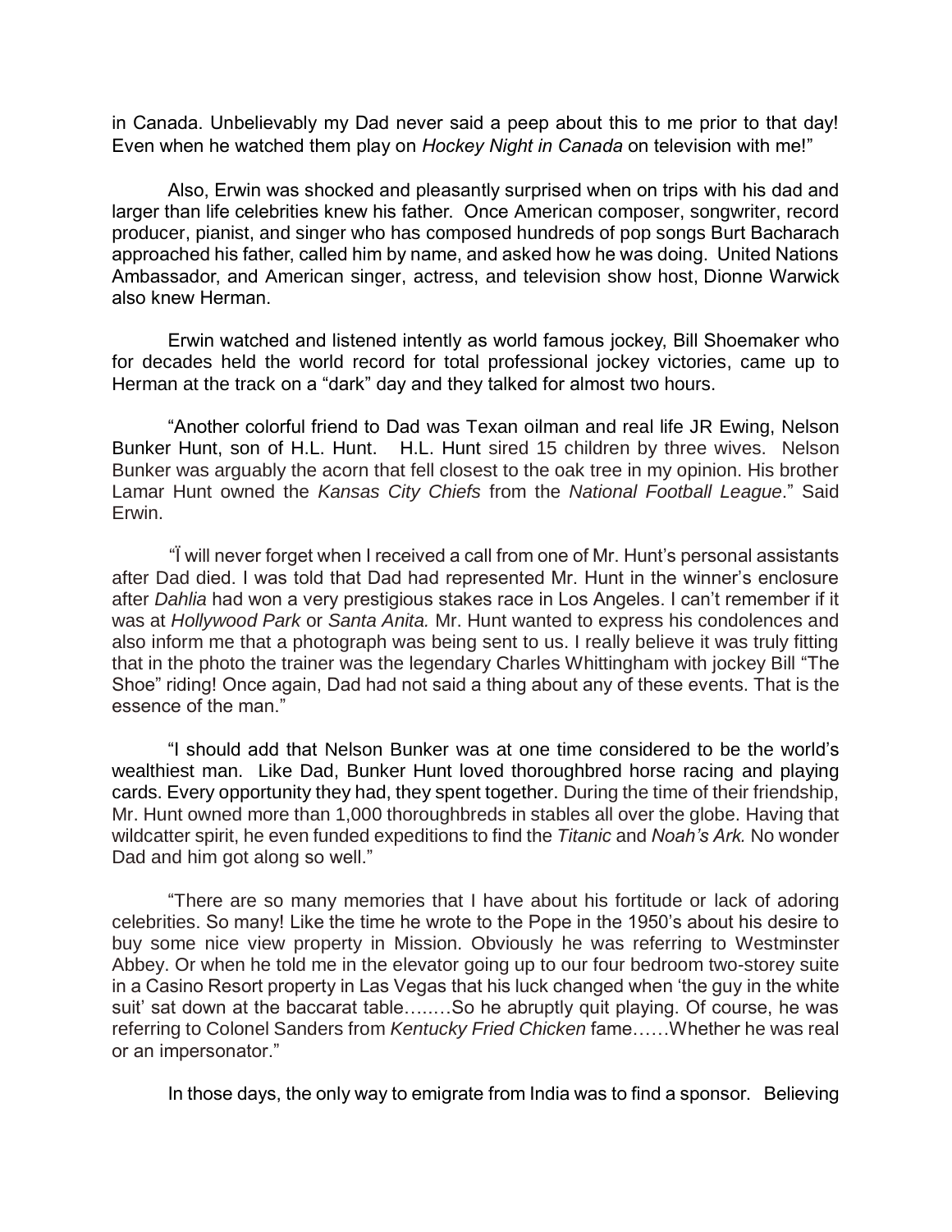in Canada. Unbelievably my Dad never said a peep about this to me prior to that day! Even when he watched them play on *Hockey Night in Canada* on television with me!"

Also, Erwin was shocked and pleasantly surprised when on trips with his dad and larger than life celebrities knew his father. Once American composer, songwriter, record producer, pianist, and singer who has composed hundreds of pop songs Burt Bacharach approached his father, called him by name, and asked how he was doing. United Nations Ambassador, and American singer, actress, and television show host, Dionne Warwick also knew Herman.

Erwin watched and listened intently as world famous jockey, Bill Shoemaker who for decades held the world record for total professional jockey victories, came up to Herman at the track on a "dark" day and they talked for almost two hours.

"Another colorful friend to Dad was Texan oilman and real life JR Ewing, Nelson Bunker Hunt, son of H.L. Hunt. H.L. Hunt sired 15 children by three wives. Nelson Bunker was arguably the acorn that fell closest to the oak tree in my opinion. His brother Lamar Hunt owned the *Kansas City Chiefs* from the *National Football League*." Said Erwin.

"Ï will never forget when I received a call from one of Mr. Hunt's personal assistants after Dad died. I was told that Dad had represented Mr. Hunt in the winner's enclosure after *Dahlia* had won a very prestigious stakes race in Los Angeles. I can't remember if it was at *Hollywood Park* or *Santa Anita.* Mr. Hunt wanted to express his condolences and also inform me that a photograph was being sent to us. I really believe it was truly fitting that in the photo the trainer was the legendary Charles Whittingham with jockey Bill "The Shoe" riding! Once again, Dad had not said a thing about any of these events. That is the essence of the man."

"I should add that Nelson Bunker was at one time considered to be the world's wealthiest man. Like Dad, Bunker Hunt loved thoroughbred horse racing and playing cards. Every opportunity they had, they spent together. During the time of their friendship, Mr. Hunt owned more than 1,000 thoroughbreds in stables all over the globe. Having that wildcatter spirit, he even funded expeditions to find the *Titanic* and *Noah's Ark.* No wonder Dad and him got along so well."

"There are so many memories that I have about his fortitude or lack of adoring celebrities. So many! Like the time he wrote to the Pope in the 1950's about his desire to buy some nice view property in Mission. Obviously he was referring to Westminster Abbey. Or when he told me in the elevator going up to our four bedroom two-storey suite in a Casino Resort property in Las Vegas that his luck changed when 'the guy in the white suit' sat down at the baccarat table……So he abruptly quit playing. Of course, he was referring to Colonel Sanders from *Kentucky Fried Chicken* fame……Whether he was real or an impersonator."

In those days, the only way to emigrate from India was to find a sponsor. Believing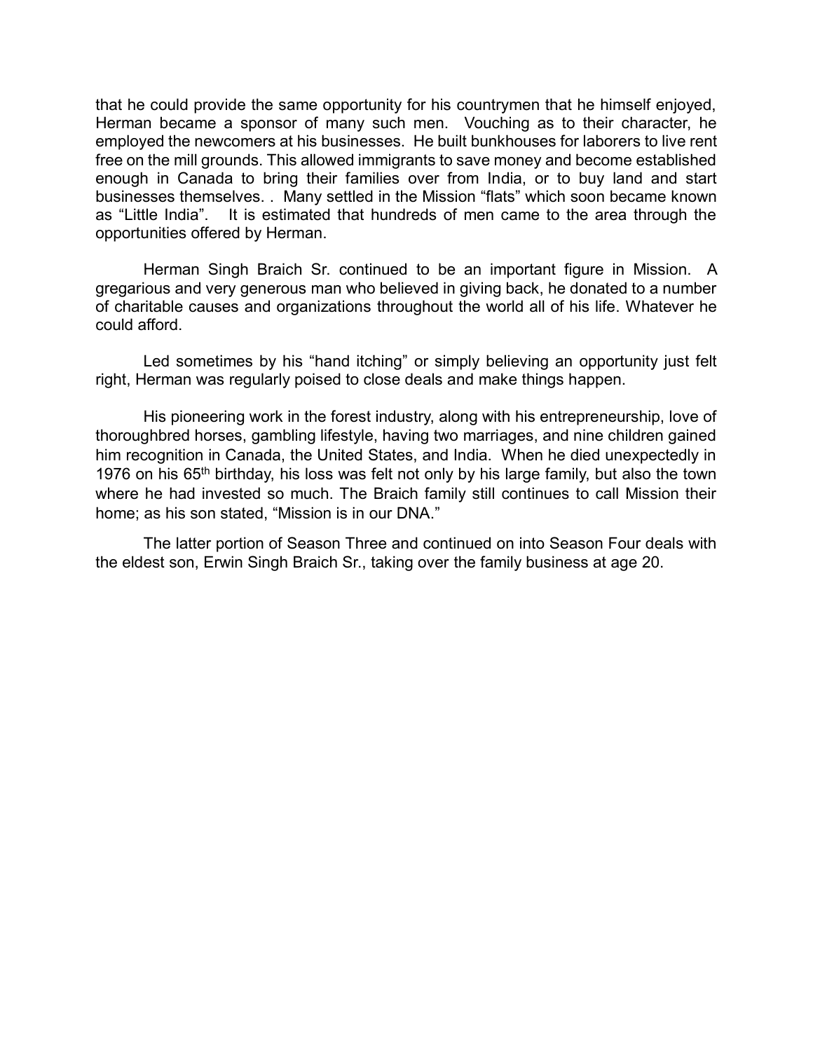that he could provide the same opportunity for his countrymen that he himself enjoyed, Herman became a sponsor of many such men. Vouching as to their character, he employed the newcomers at his businesses. He built bunkhouses for laborers to live rent free on the mill grounds. This allowed immigrants to save money and become established enough in Canada to bring their families over from India, or to buy land and start businesses themselves. . Many settled in the Mission "flats" which soon became known as "Little India". It is estimated that hundreds of men came to the area through the opportunities offered by Herman.

Herman Singh Braich Sr. continued to be an important figure in Mission. A gregarious and very generous man who believed in giving back, he donated to a number of charitable causes and organizations throughout the world all of his life. Whatever he could afford.

Led sometimes by his "hand itching" or simply believing an opportunity just felt right, Herman was regularly poised to close deals and make things happen.

His pioneering work in the forest industry, along with his entrepreneurship, love of thoroughbred horses, gambling lifestyle, having two marriages, and nine children gained him recognition in Canada, the United States, and India. When he died unexpectedly in 1976 on his 65th birthday, his loss was felt not only by his large family, but also the town where he had invested so much. The Braich family still continues to call Mission their home; as his son stated, "Mission is in our DNA."

The latter portion of Season Three and continued on into Season Four deals with the eldest son, Erwin Singh Braich Sr., taking over the family business at age 20.